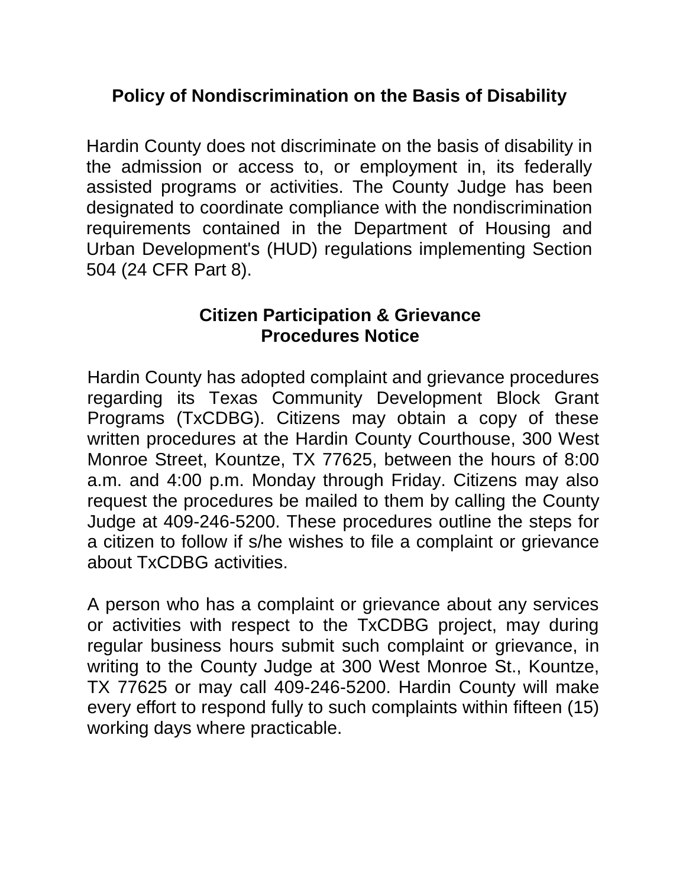## Policy of Nondiscrimination on the Basis of Disability

Hardin County does not discriminate on the basis of disability in the admission or access to, or employment in, its federally assisted programs or activities. The County Judge has been designated to coordinate compliance with the nondiscrimination requirements contained in the Department of Housing and Urban Development's (HUD) regulations implementing Section 504 (24 CFR Part 8).

## Citizen Participation & Grievance Procedures Notice

Hardin County has adopted complaint and grievance procedures regarding its Texas Community Development Block Grant Programs (TxCDBG). Citizens may obtain a copy of these written procedures at the Hardin County Courthouse, 300 West Monroe Street, Kountze, TX 77625, between the hours of 8:00 a.m. and 4:00 p.m. Monday through Friday. Citizens may also request the procedures be mailed to them by calling the County Judge at 409-246-5200. These procedures outline the steps for a citizen to follow if s/he wishes to file a complaint or grievance about TxCDBG activities.

A person who has a complaint or grievance about any services or activities with respect to the TxCDBG project, may during regular business hours submit such complaint or grievance, in writing to the County Judge at 300 West Monroe St., Kountze, TX 77625 or may call 409-246-5200. Hardin County will make every effort to respond fully to such complaints within fifteen (15) working days where practicable.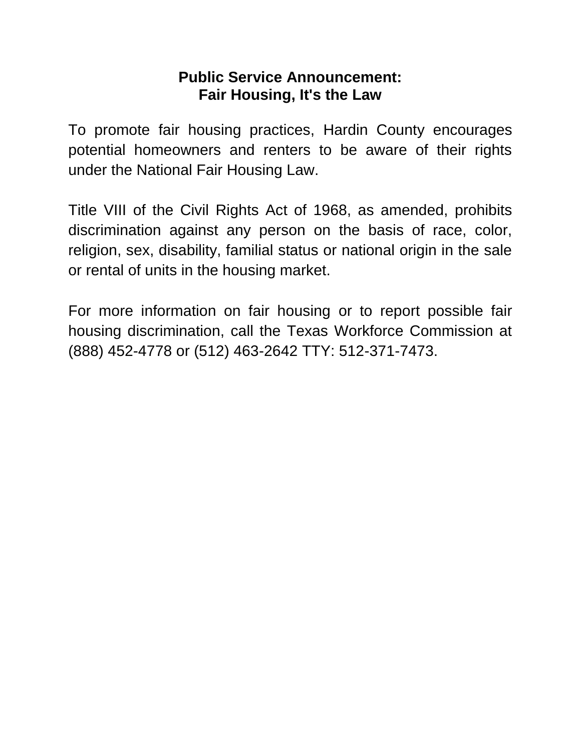# Public Service Announcement:
# Fair Housing, It's the Law

To promote fair housing practices, Hardin County encourages potential homeowners and renters to be aware of their rights under the National Fair Housing Law.

Title VIII of the Civil Rights Act of 1968, as amended, prohibits discrimination against any person on the basis of race, color, religion, sex, disability, familial status or national origin in the sale or rental of units in the housing market.

For more information on fair housing or to report possible fair housing discrimination, call the Texas Workforce Commission at (888) 452-4778 or (512) 463-2642 TTY: 512-371-7473.